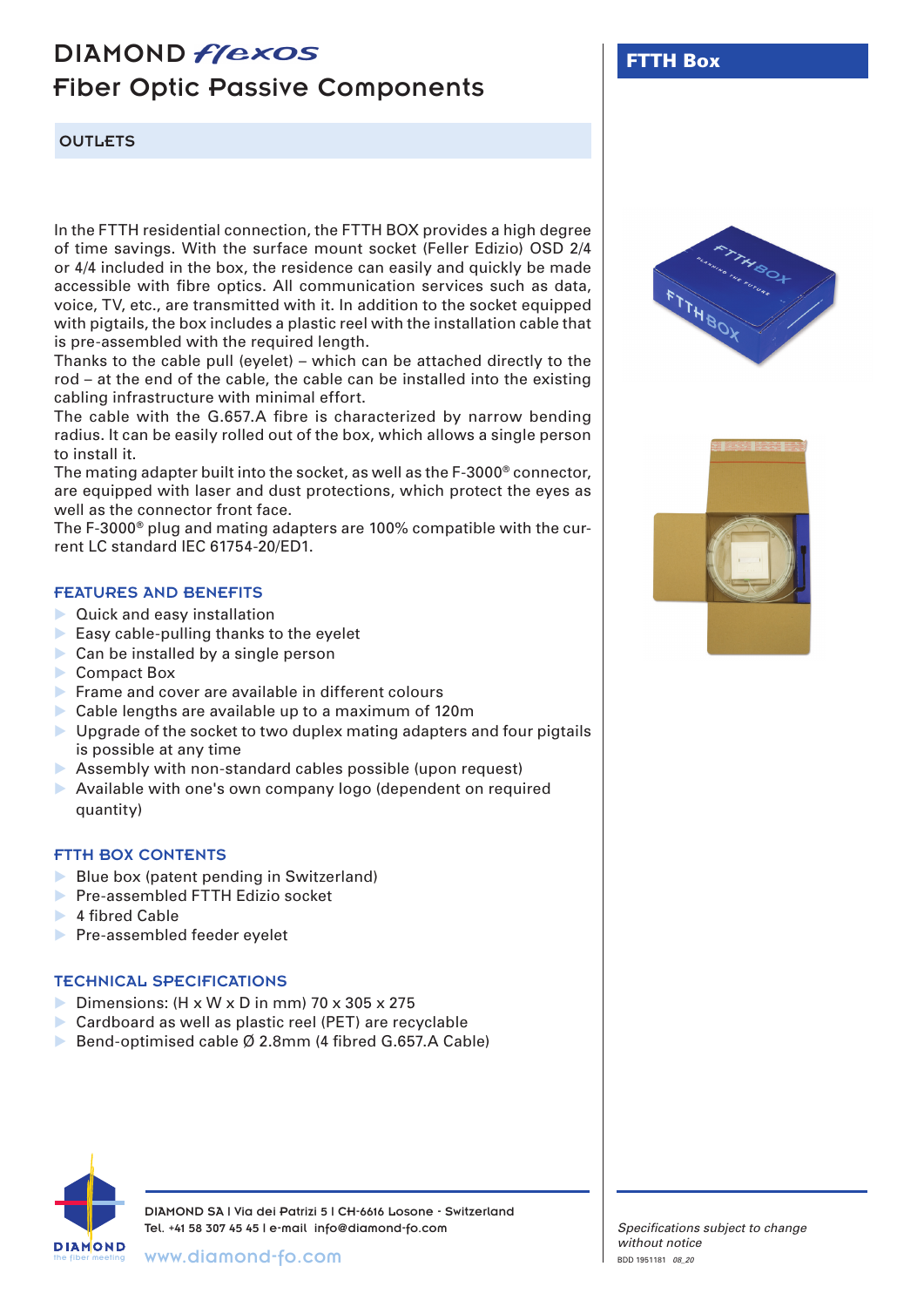# DIAMOND flexos

## Fiber Optic Passive Components

**OUTLETS**

**FTTH Box**

In the FTTH residential connection, the FTTH BOX provides a high degree of time savings. With the surface mount socket (Feller Edizio) OSD 2/4 or 4/4 included in the box, the residence can easily and quickly be made accessible with fibre optics. All communication services such as data, voice, TV, etc., are transmitted with it. In addition to the socket equipped with pigtails, the box includes a plastic reel with the installation cable that is pre-assembled with the required length.
Thanks to the cable pull (eyelet) – which can be attached directly to the rod – at the end of the cable, the cable can be installed into the existing cabling infrastructure with minimal effort.
The cable with the G.657.A fibre is characterized by narrow bending radius. It can be easily rolled out of the box, which allows a single person to install it.
The mating adapter built into the socket, as well as the F-3000® connector, are equipped with laser and dust protections, which protect the eyes as well as the connector front face.
The F-3000® plug and mating adapters are 100% compatible with the current LC standard IEC 61754-20/ED1.

### FEATURES AND BENEFITS

- Quick and easy installation
- Easy cable-pulling thanks to the eyelet
- Can be installed by a single person
- Compact Box
- Frame and cover are available in different colours
- Cable lengths are available up to a maximum of 120m
- Upgrade of the socket to two duplex mating adapters and four pigtails is possible at any time
- Assembly with non-standard cables possible (upon request)
- Available with one's own company logo (dependent on required quantity)

### FTTH BOX CONTENTS

- Blue box (patent pending in Switzerland)
- Pre-assembled FTTH Edizio socket
- 4 fibred Cable
- Pre-assembled feeder eyelet

### TECHNICAL SPECIFICATIONS

- Dimensions: (H x W x D in mm) 70 x 305 x 275
- Cardboard as well as plastic reel (PET) are recyclable
- Bend-optimised cable Ø 2.8mm (4 fibred G.657.A Cable)

DIAMOND SA | Via dei Patrizi 5 | CH-6616 Losone - Switzerland
Tel. +41 58 307 45 45 | e-mail info@diamond-fo.com
www.diamond-fo.com

*Specifications subject to change without notice*

BDD 1951181 *08_20*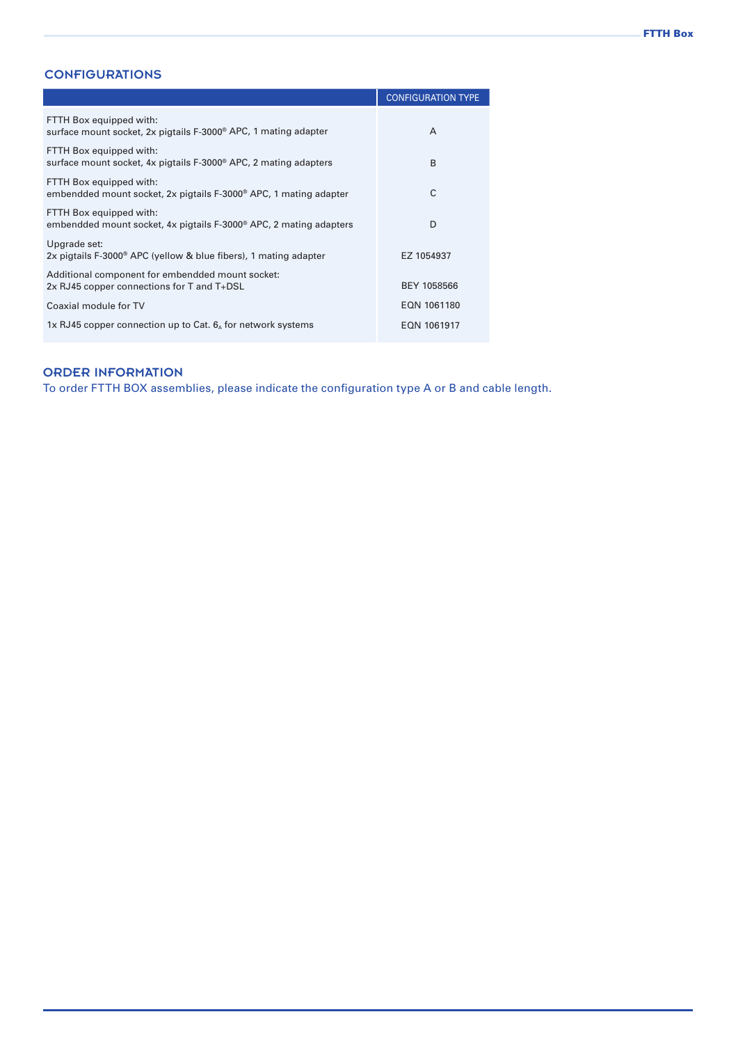## CONFIGURATIONS

| | CONFIGURATION TYPE |
|---|---|
| FTTH Box equipped with: surface mount socket, 2x pigtails F-3000® APC, 1 mating adapter | A |
| FTTH Box equipped with: surface mount socket, 4x pigtails F-3000® APC, 2 mating adapters | B |
| FTTH Box equipped with: embendded mount socket, 2x pigtails F-3000® APC, 1 mating adapter | C |
| FTTH Box equipped with: embendded mount socket, 4x pigtails F-3000® APC, 2 mating adapters | D |
| Upgrade set: 2x pigtails F-3000® APC (yellow & blue fibers), 1 mating adapter | EZ 1054937 |
| Additional component for embendded mount socket: 2x RJ45 copper connections for T and T+DSL | BEY 1058566 |
| Coaxial module for TV | EQN 1061180 |
| 1x RJ45 copper connection up to Cat. $6_A$ for network systems | EQN 1061917 |

## ORDER INFORMATION

To order FTTH BOX assemblies, please indicate the configuration type A or B and cable length.